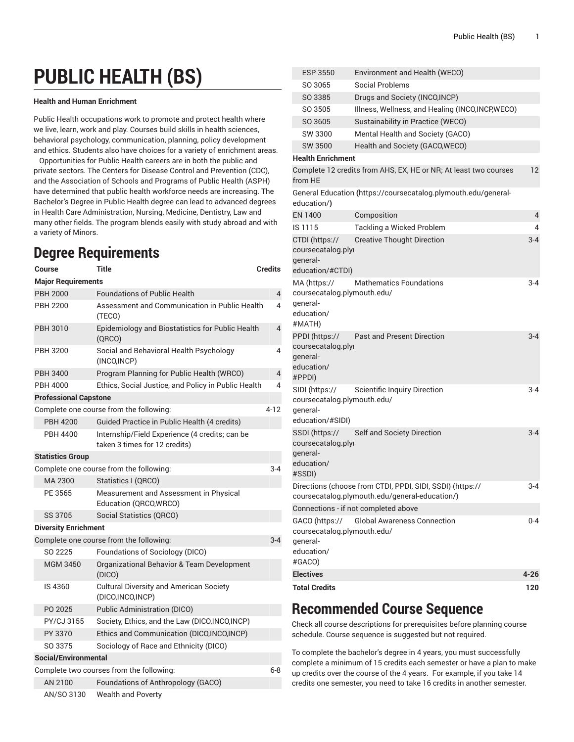# PUBLIC HEALTH (BS)

**Health and Human Enrichment**

Public Health occupations work to promote and protect health where we live, learn, work and play. Courses build skills in health sciences, behavioral psychology, communication, planning, policy development and ethics. Students also have choices for a variety of enrichment areas.

Opportunities for Public Health careers are in both the public and private sectors. The Centers for Disease Control and Prevention (CDC), and the Association of Schools and Programs of Public Health (ASPH) have determined that public health workforce needs are increasing. The Bachelor's Degree in Public Health degree can lead to advanced degrees in Health Care Administration, Nursing, Medicine, Dentistry, Law and many other fields. The program blends easily with study abroad and with a variety of Minors.

## Degree Requirements

| Course | Title | Credits |
|---|---|---|
| **Major Requirements** | | |
| PBH 2000 | Foundations of Public Health | 4 |
| PBH 2200 | Assessment and Communication in Public Health (TECO) | 4 |
| PBH 3010 | Epidemiology and Biostatistics for Public Health (QRCO) | 4 |
| PBH 3200 | Social and Behavioral Health Psychology (INCO,INCP) | 4 |
| PBH 3400 | Program Planning for Public Health (WRCO) | 4 |
| PBH 4000 | Ethics, Social Justice, and Policy in Public Health | 4 |
| **Professional Capstone** | | |
| Complete one course from the following: | | 4-12 |
| PBH 4200 | Guided Practice in Public Health (4 credits) | |
| PBH 4400 | Internship/Field Experience (4 credits; can be taken 3 times for 12 credits) | |
| **Statistics Group** | | |
| Complete one course from the following: | | 3-4 |
| MA 2300 | Statistics I (QRCO) | |
| PE 3565 | Measurement and Assessment in Physical Education (QRCO,WRCO) | |
| SS 3705 | Social Statistics (QRCO) | |
| **Diversity Enrichment** | | |
| Complete one course from the following: | | 3-4 |
| SO 2225 | Foundations of Sociology (DICO) | |
| MGM 3450 | Organizational Behavior & Team Development (DICO) | |
| IS 4360 | Cultural Diversity and American Society (DICO,INCO,INCP) | |
| PO 2025 | Public Administration (DICO) | |
| PY/CJ 3155 | Society, Ethics, and the Law (DICO,INCO,INCP) | |
| PY 3370 | Ethics and Communication (DICO,INCO,INCP) | |
| SO 3375 | Sociology of Race and Ethnicity (DICO) | |
| **Social/Environmental** | | |
| Complete two courses from the following: | | 6-8 |
| AN 2100 | Foundations of Anthropology (GACO) | |
| AN/SO 3130 | Wealth and Poverty | |
| ESP 3550 | Environment and Health (WECO) | |
| SO 3065 | Social Problems | |
| SO 3385 | Drugs and Society (INCO,INCP) | |
| SO 3505 | Illness, Wellness, and Healing (INCO,INCP,WECO) | |
| SO 3605 | Sustainability in Practice (WECO) | |
| SW 3300 | Mental Health and Society (GACO) | |
| SW 3500 | Health and Society (GACO,WECO) | |
| **Health Enrichment** | | |
| Complete 12 credits from AHS, EX, HE or NR; At least two courses from HE | | 12 |
| General Education (https://coursecatalog.plymouth.edu/general-education/) | | |
| EN 1400 | Composition | 4 |
| IS 1115 | Tackling a Wicked Problem | 4 |
| CTDI (https://coursecatalog.plymouth.edu/general-education/#CTDI) | Creative Thought Direction | 3-4 |
| MA (https://coursecatalog.plymouth.edu/general-education/#MATH) | Mathematics Foundations | 3-4 |
| PPDI (https://coursecatalog.plymouth.edu/general-education/#PPDI) | Past and Present Direction | 3-4 |
| SIDI (https://coursecatalog.plymouth.edu/general-education/#SIDI) | Scientific Inquiry Direction | 3-4 |
| SSDI (https://coursecatalog.plymouth.edu/general-education/#SSDI) | Self and Society Direction | 3-4 |
| Directions (choose from CTDI, PPDI, SIDI, SSDI) (https://coursecatalog.plymouth.edu/general-education/) | | 3-4 |
| Connections - if not completed above | | |
| GACO (https://coursecatalog.plymouth.edu/general-education/#GACO) | Global Awareness Connection | 0-4 |
| **Electives** | | **4-26** |
| **Total Credits** | | **120** |

## Recommended Course Sequence

Check all course descriptions for prerequisites before planning course schedule. Course sequence is suggested but not required.

To complete the bachelor's degree in 4 years, you must successfully complete a minimum of 15 credits each semester or have a plan to make up credits over the course of the 4 years. For example, if you take 14 credits one semester, you need to take 16 credits in another semester.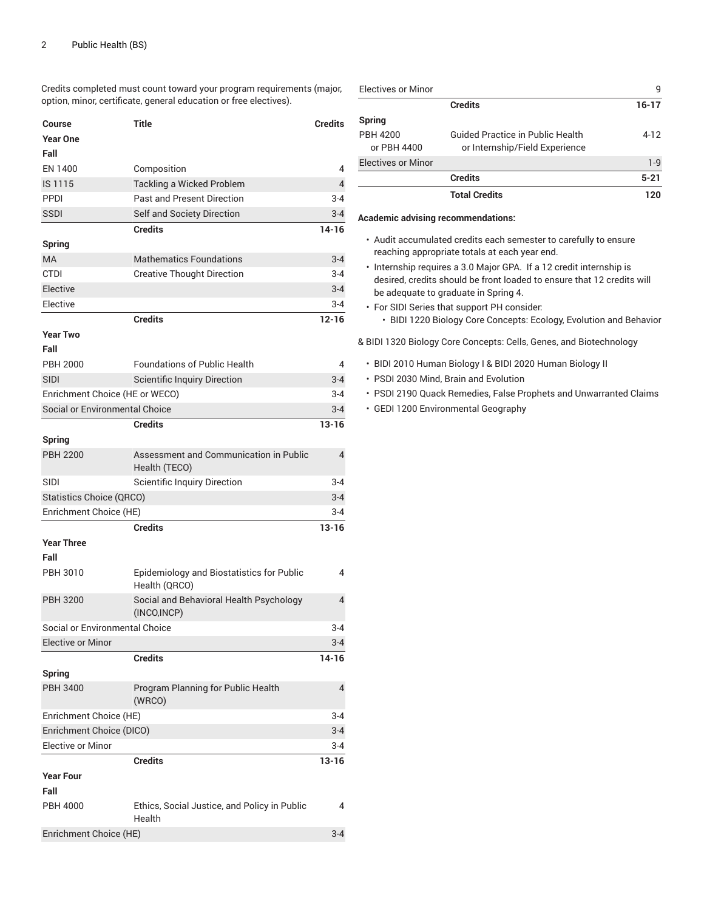Credits completed must count toward your program requirements (major, option, minor, certificate, general education or free electives).

| Course | Title | Credits |
|---|---|---|
| **Year One** | | |
| **Fall** | | |
| EN 1400 | Composition | 4 |
| IS 1115 | Tackling a Wicked Problem | 4 |
| PPDI | Past and Present Direction | 3-4 |
| SSDI | Self and Society Direction | 3-4 |
| | **Credits** | **14-16** |
| **Spring** | | |
| MA | Mathematics Foundations | 3-4 |
| CTDI | Creative Thought Direction | 3-4 |
| Elective | | 3-4 |
| Elective | | 3-4 |
| | **Credits** | **12-16** |
| **Year Two** | | |
| **Fall** | | |
| PBH 2000 | Foundations of Public Health | 4 |
| SIDI | Scientific Inquiry Direction | 3-4 |
| Enrichment Choice (HE or WECO) | | 3-4 |
| Social or Environmental Choice | | 3-4 |
| | **Credits** | **13-16** |
| **Spring** | | |
| PBH 2200 | Assessment and Communication in Public Health (TECO) | 4 |
| SIDI | Scientific Inquiry Direction | 3-4 |
| Statistics Choice (QRCO) | | 3-4 |
| Enrichment Choice (HE) | | 3-4 |
| | **Credits** | **13-16** |
| **Year Three** | | |
| **Fall** | | |
| PBH 3010 | Epidemiology and Biostatistics for Public Health (QRCO) | 4 |
| PBH 3200 | Social and Behavioral Health Psychology (INCO,INCP) | 4 |
| Social or Environmental Choice | | 3-4 |
| Elective or Minor | | 3-4 |
| | **Credits** | **14-16** |
| **Spring** | | |
| PBH 3400 | Program Planning for Public Health (WRCO) | 4 |
| Enrichment Choice (HE) | | 3-4 |
| Enrichment Choice (DICO) | | 3-4 |
| Elective or Minor | | 3-4 |
| | **Credits** | **13-16** |
| **Year Four** | | |
| **Fall** | | |
| PBH 4000 | Ethics, Social Justice, and Policy in Public Health | 4 |
| Enrichment Choice (HE) | | 3-4 |
| Electives or Minor | | 9 |
| | **Credits** | **16-17** |
| **Spring** | | |
| PBH 4200 or PBH 4400 | Guided Practice in Public Health or Internship/Field Experience | 4-12 |
| Electives or Minor | | 1-9 |
| | **Credits** | **5-21** |
| | **Total Credits** | **120** |

**Academic advising recommendations:**

- Audit accumulated credits each semester to carefully to ensure reaching appropriate totals at each year end.
- Internship requires a 3.0 Major GPA. If a 12 credit internship is desired, credits should be front loaded to ensure that 12 credits will be adequate to graduate in Spring 4.
- For SIDI Series that support PH consider:
  - BIDI 1220 Biology Core Concepts: Ecology, Evolution and Behavior

& BIDI 1320 Biology Core Concepts: Cells, Genes, and Biotechnology

- BIDI 2010 Human Biology I & BIDI 2020 Human Biology II
- PSDI 2030 Mind, Brain and Evolution
- PSDI 2190 Quack Remedies, False Prophets and Unwarranted Claims
- GEDI 1200 Environmental Geography